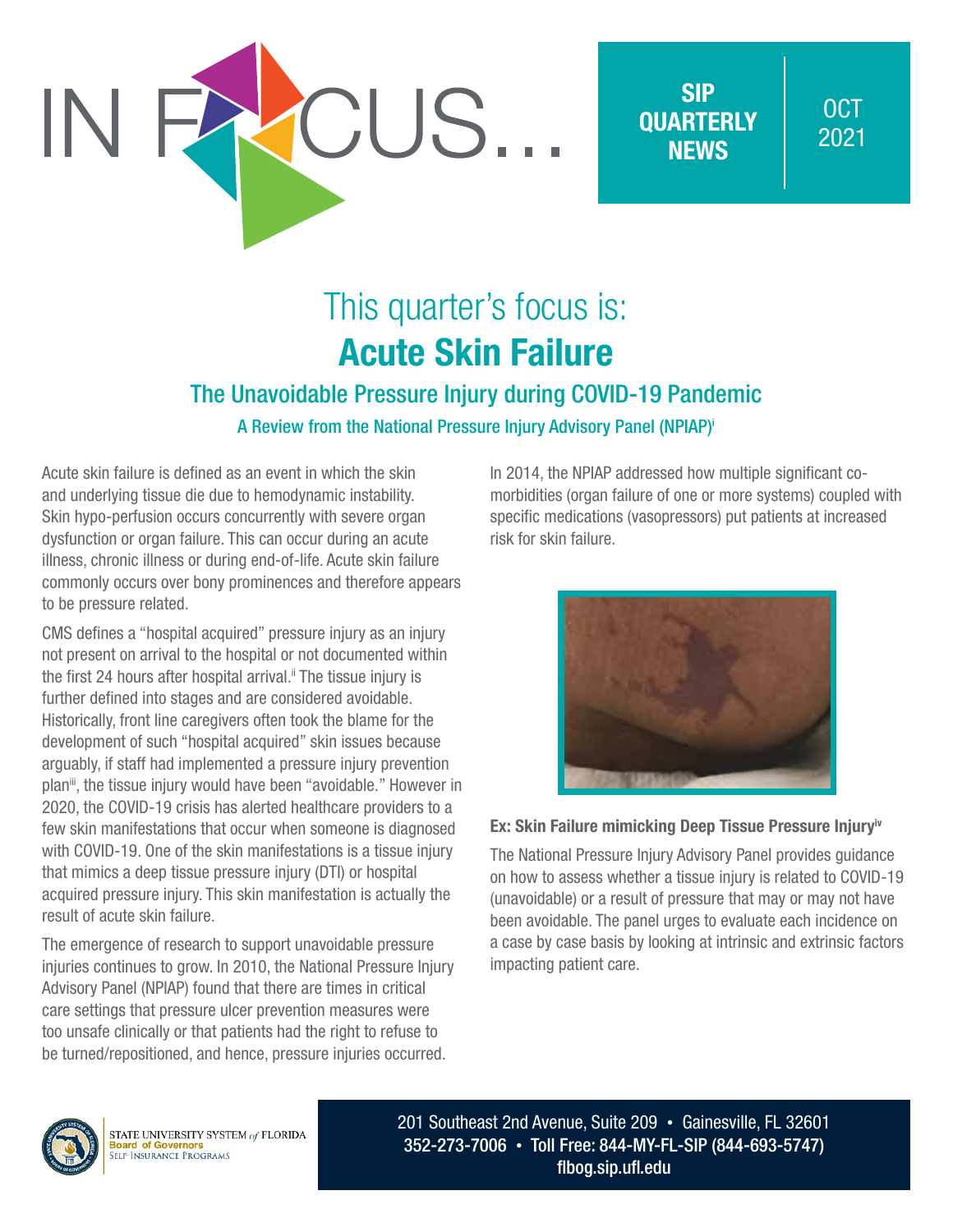# IN FOCUS...

**SIP QUARTERLY NEWS** | OCT 2021

## This quarter's focus is:

# Acute Skin Failure

### The Unavoidable Pressure Injury during COVID-19 Pandemic

A Review from the National Pressure Injury Advisory Panel (NPIAP)[i]

Acute skin failure is defined as an event in which the skin and underlying tissue die due to hemodynamic instability. Skin hypo-perfusion occurs concurrently with severe organ dysfunction or organ failure. This can occur during an acute illness, chronic illness or during end-of-life. Acute skin failure commonly occurs over bony prominences and therefore appears to be pressure related.

CMS defines a "hospital acquired" pressure injury as an injury not present on arrival to the hospital or not documented within the first 24 hours after hospital arrival.[ii] The tissue injury is further defined into stages and are considered avoidable. Historically, front line caregivers often took the blame for the development of such "hospital acquired" skin issues because arguably, if staff had implemented a pressure injury prevention plan[iii], the tissue injury would have been "avoidable." However in 2020, the COVID-19 crisis has alerted healthcare providers to a few skin manifestations that occur when someone is diagnosed with COVID-19. One of the skin manifestations is a tissue injury that mimics a deep tissue pressure injury (DTI) or hospital acquired pressure injury. This skin manifestation is actually the result of acute skin failure.

The emergence of research to support unavoidable pressure injuries continues to grow. In 2010, the National Pressure Injury Advisory Panel (NPIAP) found that there are times in critical care settings that pressure ulcer prevention measures were too unsafe clinically or that patients had the right to refuse to be turned/repositioned, and hence, pressure injuries occurred.

In 2014, the NPIAP addressed how multiple significant co-morbidities (organ failure of one or more systems) coupled with specific medications (vasopressors) put patients at increased risk for skin failure.

**Ex: Skin Failure mimicking Deep Tissue Pressure Injury[iv]**

The National Pressure Injury Advisory Panel provides guidance on how to assess whether a tissue injury is related to COVID-19 (unavoidable) or a result of pressure that may or may not have been avoidable. The panel urges to evaluate each incidence on a case by case basis by looking at intrinsic and extrinsic factors impacting patient care.

STATE UNIVERSITY SYSTEM *of* FLORIDA
Board of Governors
Self-Insurance Programs

201 Southeast 2nd Avenue, Suite 209 • Gainesville, FL 32601
352-273-7006 • Toll Free: 844-MY-FL-SIP (844-693-5747)
flbog.sip.ufl.edu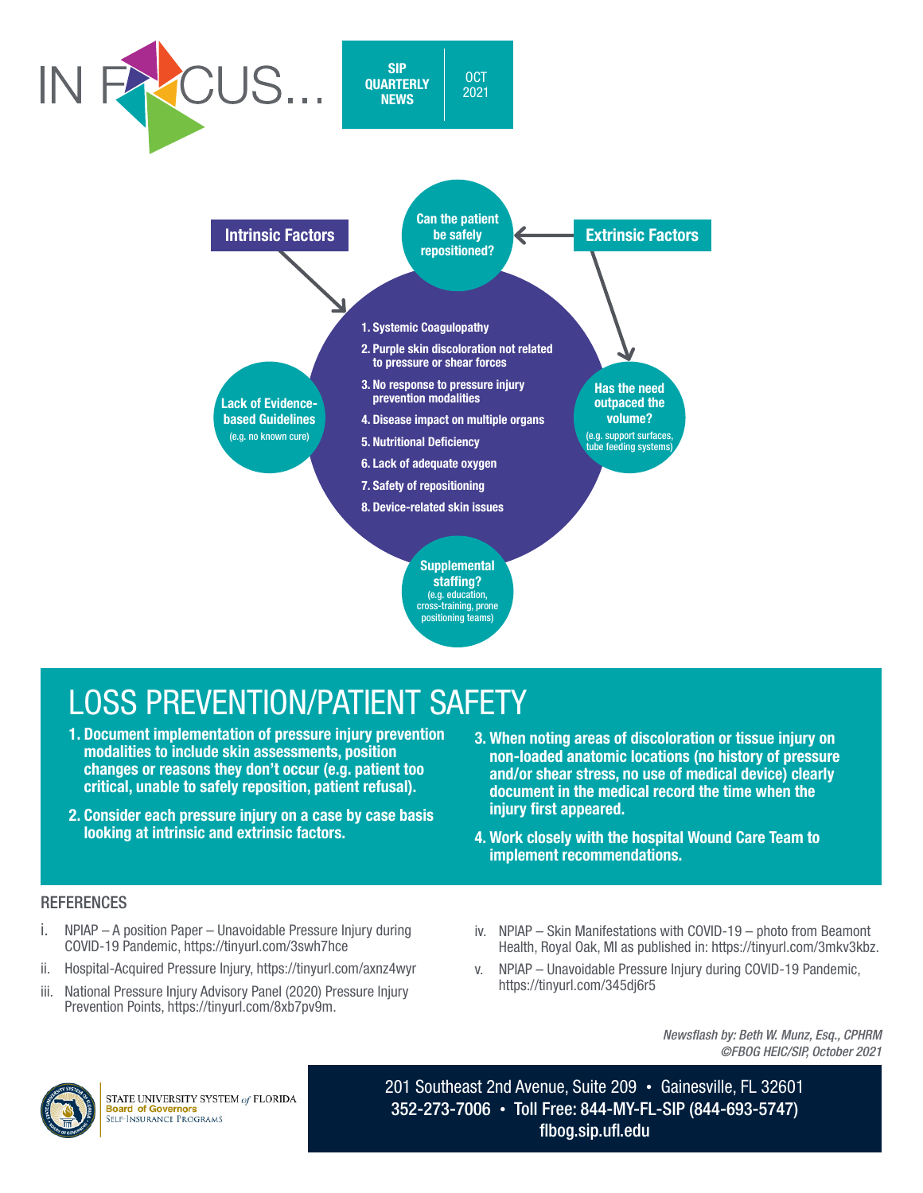IN FOCUS...

SIP QUARTERLY NEWS | OCT 2021

Intrinsic Factors

Can the patient be safely repositioned?

Extrinsic Factors

1. Systemic Coagulopathy
2. Purple skin discoloration not related to pressure or shear forces
3. No response to pressure injury prevention modalities
4. Disease impact on multiple organs
5. Nutritional Deficiency
6. Lack of adequate oxygen
7. Safety of repositioning
8. Device-related skin issues

Lack of Evidence-based Guidelines
(e.g. no known cure)

Has the need outpaced the volume?
(e.g. support surfaces, tube feeding systems)

Supplemental staffing?
(e.g. education, cross-training, prone positioning teams)

# LOSS PREVENTION/PATIENT SAFETY

1. **Document implementation of pressure injury prevention modalities to include skin assessments, position changes or reasons they don't occur (e.g. patient too critical, unable to safely reposition, patient refusal).**
2. **Consider each pressure injury on a case by case basis looking at intrinsic and extrinsic factors.**
3. **When noting areas of discoloration or tissue injury on non-loaded anatomic locations (no history of pressure and/or shear stress, no use of medical device) clearly document in the medical record the time when the injury first appeared.**
4. **Work closely with the hospital Wound Care Team to implement recommendations.**

## REFERENCES

i. NPIAP – A position Paper – Unavoidable Pressure Injury during COVID-19 Pandemic, https://tinyurl.com/3swh7hce

ii. Hospital-Acquired Pressure Injury, https://tinyurl.com/axnz4wyr

iii. National Pressure Injury Advisory Panel (2020) Pressure Injury Prevention Points, https://tinyurl.com/8xb7pv9m.

iv. NPIAP – Skin Manifestations with COVID-19 – photo from Beamont Health, Royal Oak, MI as published in: https://tinyurl.com/3mkv3kbz.

v. NPIAP – Unavoidable Pressure Injury during COVID-19 Pandemic, https://tinyurl.com/345dj6r5

*Newsflash by: Beth W. Munz, Esq., CPHRM*
*©FBOG HEIC/SIP, October 2021*

STATE UNIVERSITY SYSTEM of FLORIDA
Board of Governors
SELF-INSURANCE PROGRAMS

201 Southeast 2nd Avenue, Suite 209 • Gainesville, FL 32601
352-273-7006 • Toll Free: 844-MY-FL-SIP (844-693-5747)
flbog.sip.ufl.edu